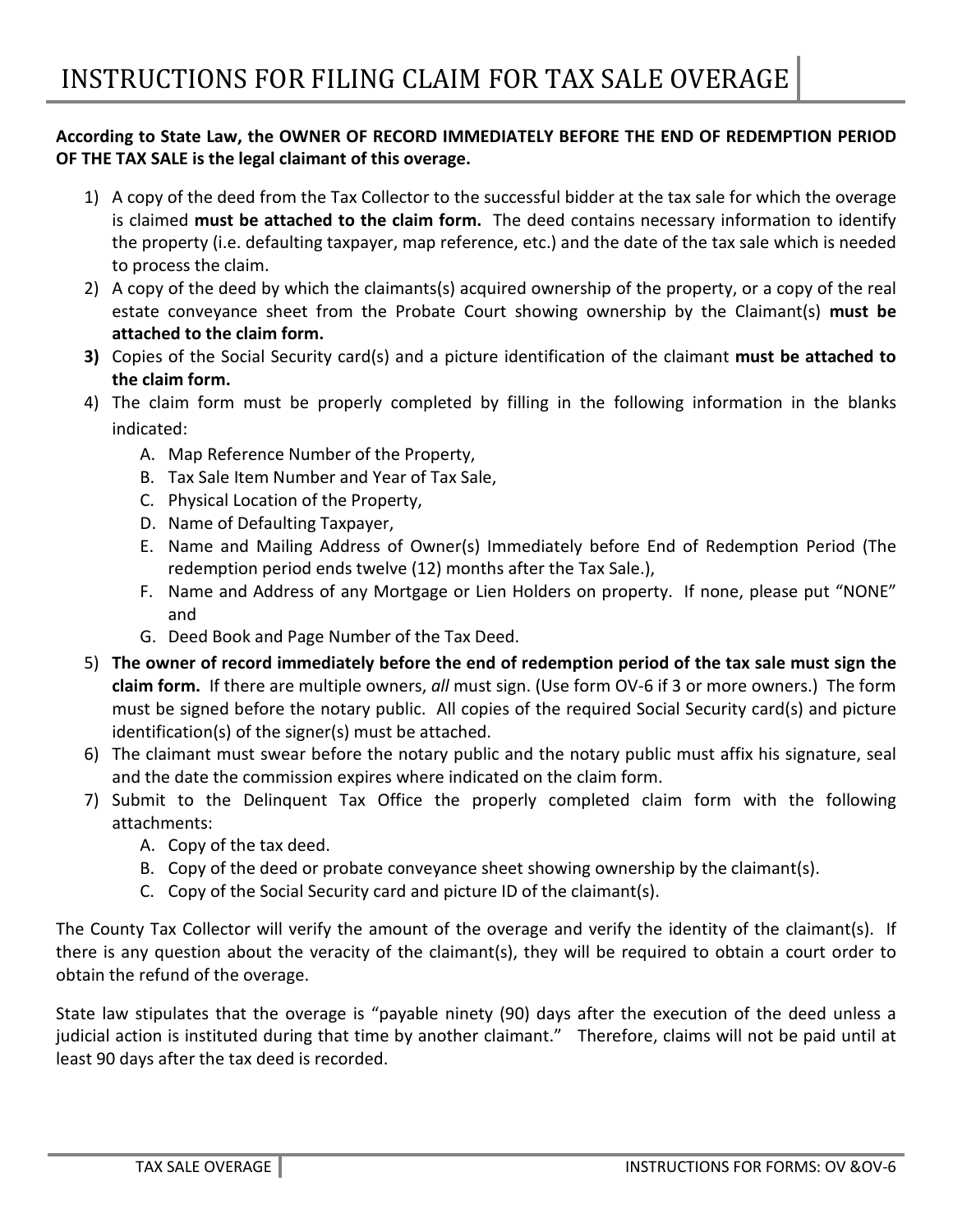# INSTRUCTIONS FOR FILING CLAIM FOR TAX SALE OVERAGE

**According to State Law, the OWNER OF RECORD IMMEDIATELY BEFORE THE END OF REDEMPTION PERIOD OF THE TAX SALE is the legal claimant of this overage.**

1) A copy of the deed from the Tax Collector to the successful bidder at the tax sale for which the overage is claimed **must be attached to the claim form.** The deed contains necessary information to identify the property (i.e. defaulting taxpayer, map reference, etc.) and the date of the tax sale which is needed to process the claim.
2) A copy of the deed by which the claimants(s) acquired ownership of the property, or a copy of the real estate conveyance sheet from the Probate Court showing ownership by the Claimant(s) **must be attached to the claim form.**
3) Copies of the Social Security card(s) and a picture identification of the claimant **must be attached to the claim form.**
4) The claim form must be properly completed by filling in the following information in the blanks indicated:
   A. Map Reference Number of the Property,
   B. Tax Sale Item Number and Year of Tax Sale,
   C. Physical Location of the Property,
   D. Name of Defaulting Taxpayer,
   E. Name and Mailing Address of Owner(s) Immediately before End of Redemption Period (The redemption period ends twelve (12) months after the Tax Sale.),
   F. Name and Address of any Mortgage or Lien Holders on property. If none, please put "NONE" and
   G. Deed Book and Page Number of the Tax Deed.
5) **The owner of record immediately before the end of redemption period of the tax sale must sign the claim form.** If there are multiple owners, *all* must sign. (Use form OV-6 if 3 or more owners.) The form must be signed before the notary public. All copies of the required Social Security card(s) and picture identification(s) of the signer(s) must be attached.
6) The claimant must swear before the notary public and the notary public must affix his signature, seal and the date the commission expires where indicated on the claim form.
7) Submit to the Delinquent Tax Office the properly completed claim form with the following attachments:
   A. Copy of the tax deed.
   B. Copy of the deed or probate conveyance sheet showing ownership by the claimant(s).
   C. Copy of the Social Security card and picture ID of the claimant(s).

The County Tax Collector will verify the amount of the overage and verify the identity of the claimant(s). If there is any question about the veracity of the claimant(s), they will be required to obtain a court order to obtain the refund of the overage.

State law stipulates that the overage is "payable ninety (90) days after the execution of the deed unless a judicial action is instituted during that time by another claimant." Therefore, claims will not be paid until at least 90 days after the tax deed is recorded.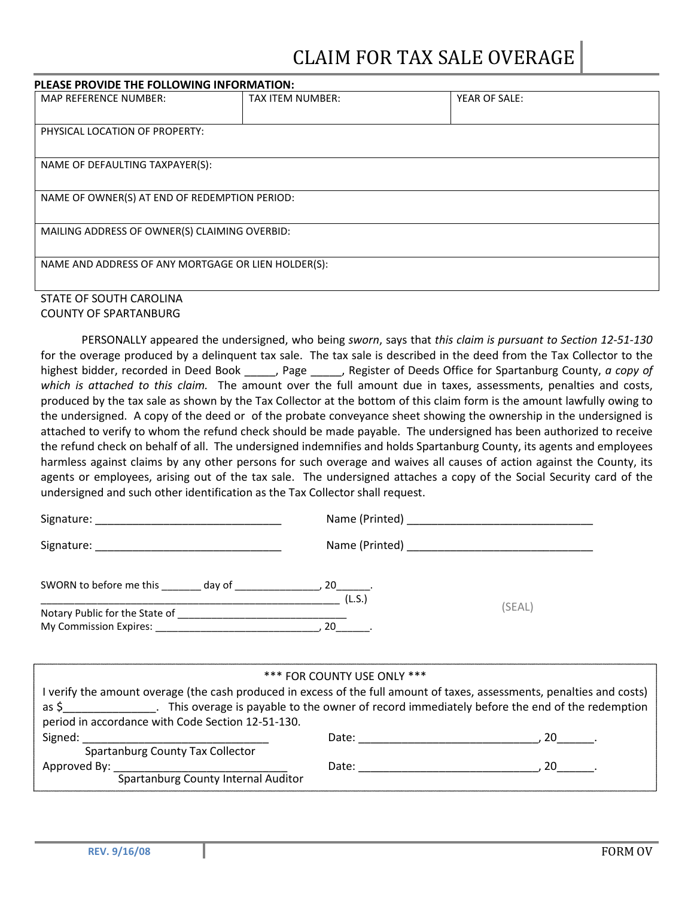# CLAIM FOR TAX SALE OVERAGE

**PLEASE PROVIDE THE FOLLOWING INFORMATION:**

| | | |
|---|---|---|
| MAP REFERENCE NUMBER: | TAX ITEM NUMBER: | YEAR OF SALE: |
| PHYSICAL LOCATION OF PROPERTY: | | |
| NAME OF DEFAULTING TAXPAYER(S): | | |
| NAME OF OWNER(S) AT END OF REDEMPTION PERIOD: | | |
| MAILING ADDRESS OF OWNER(S) CLAIMING OVERBID: | | |
| NAME AND ADDRESS OF ANY MORTGAGE OR LIEN HOLDER(S): | | |

STATE OF SOUTH CAROLINA
COUNTY OF SPARTANBURG

PERSONALLY appeared the undersigned, who being *sworn*, says that *this claim is pursuant to Section 12-51-130* for the overage produced by a delinquent tax sale. The tax sale is described in the deed from the Tax Collector to the highest bidder, recorded in Deed Book _____, Page _____, Register of Deeds Office for Spartanburg County, *a copy of which is attached to this claim.* The amount over the full amount due in taxes, assessments, penalties and costs, produced by the tax sale as shown by the Tax Collector at the bottom of this claim form is the amount lawfully owing to the undersigned. A copy of the deed or of the probate conveyance sheet showing the ownership in the undersigned is attached to verify to whom the refund check should be made payable. The undersigned has been authorized to receive the refund check on behalf of all. The undersigned indemnifies and holds Spartanburg County, its agents and employees harmless against claims by any other persons for such overage and waives all causes of action against the County, its agents or employees, arising out of the tax sale. The undersigned attaches a copy of the Social Security card of the undersigned and such other identification as the Tax Collector shall request.

Signature: ______________________________ Name (Printed) ______________________________

Signature: ______________________________ Name (Printed) ______________________________

SWORN to before me this _______ day of _______________, 20______.
_____________________________________________________ (L.S.)
Notary Public for the State of ______________________________
My Commission Expires: ______________________________, 20______.

(SEAL)

\*\*\* FOR COUNTY USE ONLY \*\*\*

I verify the amount overage (the cash produced in excess of the full amount of taxes, assessments, penalties and costs) as $_______________. This overage is payable to the owner of record immediately before the end of the redemption period in accordance with Code Section 12-51-130.

Signed: ______________________________ Date: ______________________________, 20______.
Spartanburg County Tax Collector

Approved By: ____________________________ Date: ______________________________, 20______.
Spartanburg County Internal Auditor

REV. 9/16/08

FORM OV